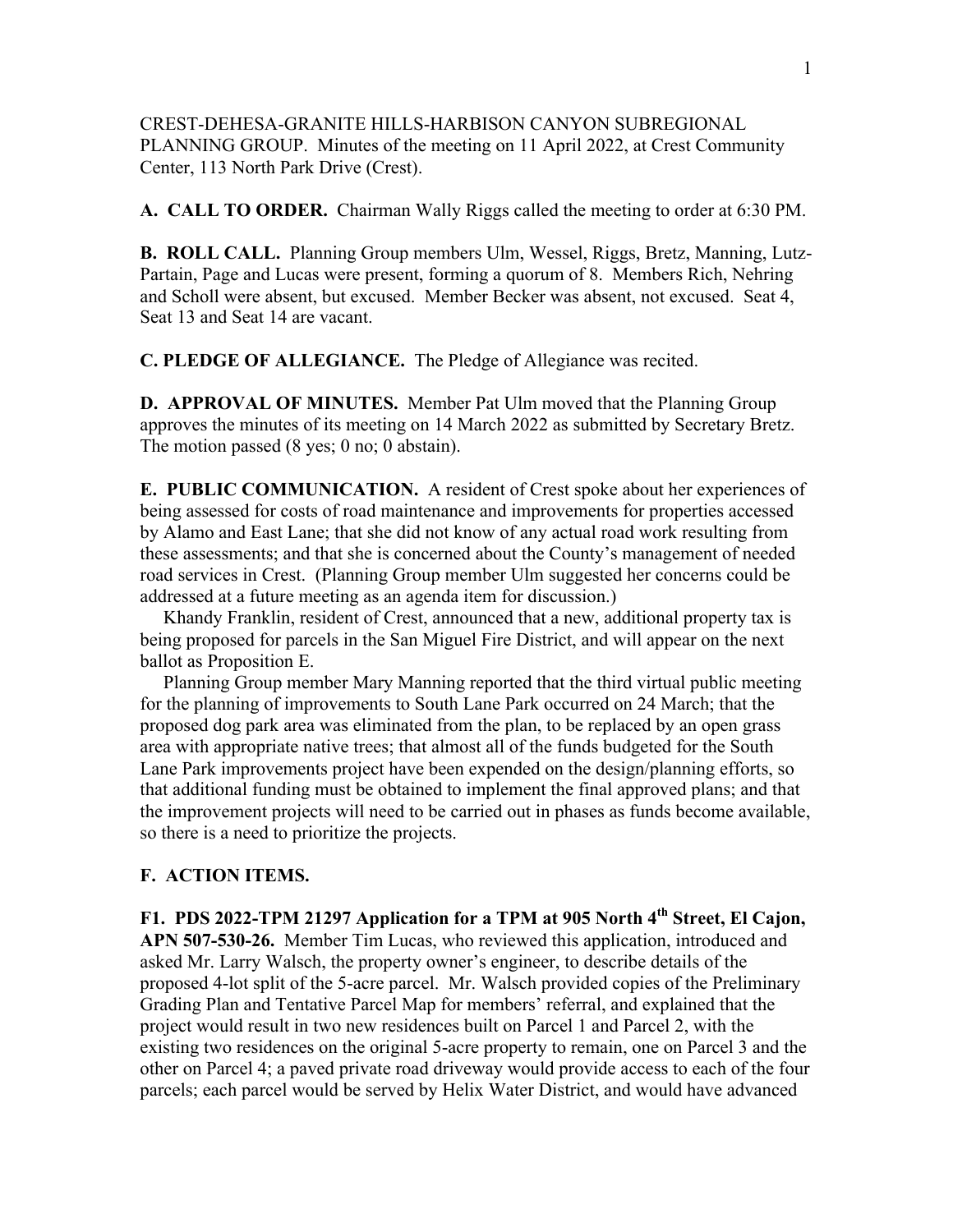CREST-DEHESA-GRANITE HILLS-HARBISON CANYON SUBREGIONAL PLANNING GROUP. Minutes of the meeting on 11 April 2022, at Crest Community Center, 113 North Park Drive (Crest).

**A. CALL TO ORDER.** Chairman Wally Riggs called the meeting to order at 6:30 PM.

**B. ROLL CALL.** Planning Group members Ulm, Wessel, Riggs, Bretz, Manning, Lutz-Partain, Page and Lucas were present, forming a quorum of 8. Members Rich, Nehring and Scholl were absent, but excused. Member Becker was absent, not excused. Seat 4, Seat 13 and Seat 14 are vacant.

**C. PLEDGE OF ALLEGIANCE.** The Pledge of Allegiance was recited.

**D. APPROVAL OF MINUTES.** Member Pat Ulm moved that the Planning Group approves the minutes of its meeting on 14 March 2022 as submitted by Secretary Bretz. The motion passed (8 yes; 0 no; 0 abstain).

**E. PUBLIC COMMUNICATION.** A resident of Crest spoke about her experiences of being assessed for costs of road maintenance and improvements for properties accessed by Alamo and East Lane; that she did not know of any actual road work resulting from these assessments; and that she is concerned about the County's management of needed road services in Crest. (Planning Group member Ulm suggested her concerns could be addressed at a future meeting as an agenda item for discussion.)

Khandy Franklin, resident of Crest, announced that a new, additional property tax is being proposed for parcels in the San Miguel Fire District, and will appear on the next ballot as Proposition E.

Planning Group member Mary Manning reported that the third virtual public meeting for the planning of improvements to South Lane Park occurred on 24 March; that the proposed dog park area was eliminated from the plan, to be replaced by an open grass area with appropriate native trees; that almost all of the funds budgeted for the South Lane Park improvements project have been expended on the design/planning efforts, so that additional funding must be obtained to implement the final approved plans; and that the improvement projects will need to be carried out in phases as funds become available, so there is a need to prioritize the projects.

**F. ACTION ITEMS.**

**F1. PDS 2022-TPM 21297 Application for a TPM at 905 North 4th Street, El Cajon, APN 507-530-26.** Member Tim Lucas, who reviewed this application, introduced and asked Mr. Larry Walsch, the property owner's engineer, to describe details of the proposed 4-lot split of the 5-acre parcel. Mr. Walsch provided copies of the Preliminary Grading Plan and Tentative Parcel Map for members' referral, and explained that the project would result in two new residences built on Parcel 1 and Parcel 2, with the existing two residences on the original 5-acre property to remain, one on Parcel 3 and the other on Parcel 4; a paved private road driveway would provide access to each of the four parcels; each parcel would be served by Helix Water District, and would have advanced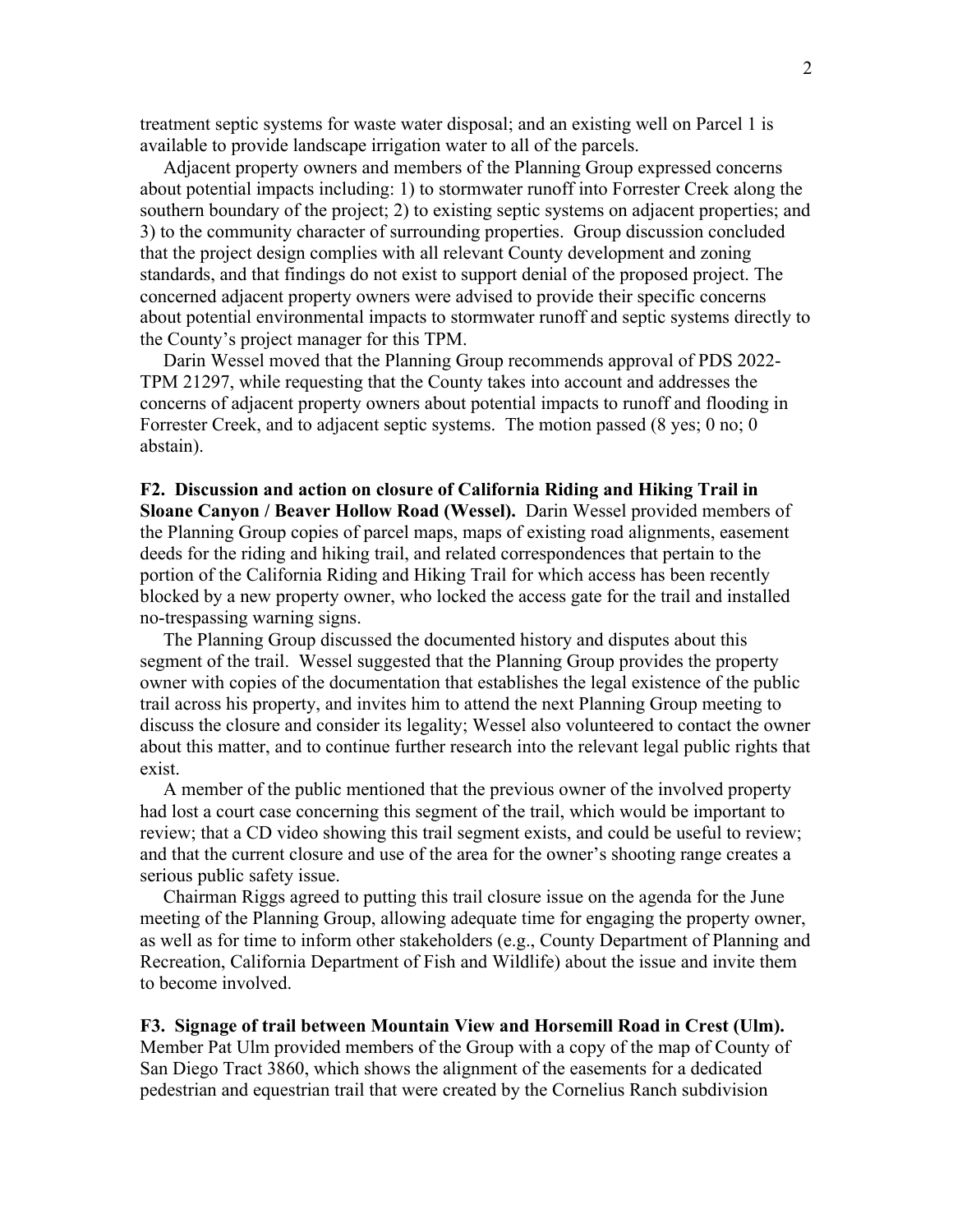treatment septic systems for waste water disposal; and an existing well on Parcel 1 is available to provide landscape irrigation water to all of the parcels.

Adjacent property owners and members of the Planning Group expressed concerns about potential impacts including: 1) to stormwater runoff into Forrester Creek along the southern boundary of the project; 2) to existing septic systems on adjacent properties; and 3) to the community character of surrounding properties. Group discussion concluded that the project design complies with all relevant County development and zoning standards, and that findings do not exist to support denial of the proposed project. The concerned adjacent property owners were advised to provide their specific concerns about potential environmental impacts to stormwater runoff and septic systems directly to the County's project manager for this TPM.

Darin Wessel moved that the Planning Group recommends approval of PDS 2022-TPM 21297, while requesting that the County takes into account and addresses the concerns of adjacent property owners about potential impacts to runoff and flooding in Forrester Creek, and to adjacent septic systems. The motion passed (8 yes; 0 no; 0 abstain).

**F2. Discussion and action on closure of California Riding and Hiking Trail in Sloane Canyon / Beaver Hollow Road (Wessel).** Darin Wessel provided members of the Planning Group copies of parcel maps, maps of existing road alignments, easement deeds for the riding and hiking trail, and related correspondences that pertain to the portion of the California Riding and Hiking Trail for which access has been recently blocked by a new property owner, who locked the access gate for the trail and installed no-trespassing warning signs.

The Planning Group discussed the documented history and disputes about this segment of the trail. Wessel suggested that the Planning Group provides the property owner with copies of the documentation that establishes the legal existence of the public trail across his property, and invites him to attend the next Planning Group meeting to discuss the closure and consider its legality; Wessel also volunteered to contact the owner about this matter, and to continue further research into the relevant legal public rights that exist.

A member of the public mentioned that the previous owner of the involved property had lost a court case concerning this segment of the trail, which would be important to review; that a CD video showing this trail segment exists, and could be useful to review; and that the current closure and use of the area for the owner's shooting range creates a serious public safety issue.

Chairman Riggs agreed to putting this trail closure issue on the agenda for the June meeting of the Planning Group, allowing adequate time for engaging the property owner, as well as for time to inform other stakeholders (e.g., County Department of Planning and Recreation, California Department of Fish and Wildlife) about the issue and invite them to become involved.

**F3. Signage of trail between Mountain View and Horsemill Road in Crest (Ulm).** Member Pat Ulm provided members of the Group with a copy of the map of County of San Diego Tract 3860, which shows the alignment of the easements for a dedicated pedestrian and equestrian trail that were created by the Cornelius Ranch subdivision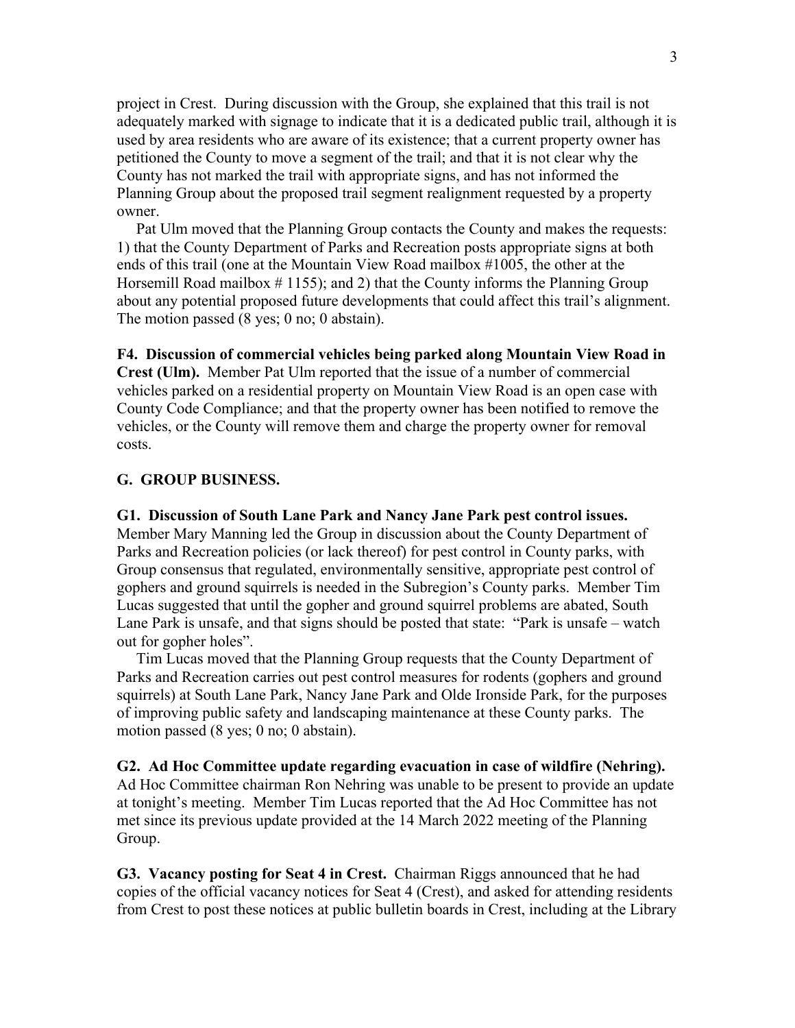project in Crest. During discussion with the Group, she explained that this trail is not adequately marked with signage to indicate that it is a dedicated public trail, although it is used by area residents who are aware of its existence; that a current property owner has petitioned the County to move a segment of the trail; and that it is not clear why the County has not marked the trail with appropriate signs, and has not informed the Planning Group about the proposed trail segment realignment requested by a property owner.

Pat Ulm moved that the Planning Group contacts the County and makes the requests: 1) that the County Department of Parks and Recreation posts appropriate signs at both ends of this trail (one at the Mountain View Road mailbox #1005, the other at the Horsemill Road mailbox # 1155); and 2) that the County informs the Planning Group about any potential proposed future developments that could affect this trail's alignment. The motion passed (8 yes; 0 no; 0 abstain).

**F4. Discussion of commercial vehicles being parked along Mountain View Road in Crest (Ulm).** Member Pat Ulm reported that the issue of a number of commercial vehicles parked on a residential property on Mountain View Road is an open case with County Code Compliance; and that the property owner has been notified to remove the vehicles, or the County will remove them and charge the property owner for removal costs.

**G. GROUP BUSINESS.**

**G1. Discussion of South Lane Park and Nancy Jane Park pest control issues.** Member Mary Manning led the Group in discussion about the County Department of Parks and Recreation policies (or lack thereof) for pest control in County parks, with Group consensus that regulated, environmentally sensitive, appropriate pest control of gophers and ground squirrels is needed in the Subregion's County parks. Member Tim Lucas suggested that until the gopher and ground squirrel problems are abated, South Lane Park is unsafe, and that signs should be posted that state: "Park is unsafe – watch out for gopher holes".

Tim Lucas moved that the Planning Group requests that the County Department of Parks and Recreation carries out pest control measures for rodents (gophers and ground squirrels) at South Lane Park, Nancy Jane Park and Olde Ironside Park, for the purposes of improving public safety and landscaping maintenance at these County parks. The motion passed (8 yes; 0 no; 0 abstain).

**G2. Ad Hoc Committee update regarding evacuation in case of wildfire (Nehring).** Ad Hoc Committee chairman Ron Nehring was unable to be present to provide an update at tonight's meeting. Member Tim Lucas reported that the Ad Hoc Committee has not met since its previous update provided at the 14 March 2022 meeting of the Planning Group.

**G3. Vacancy posting for Seat 4 in Crest.** Chairman Riggs announced that he had copies of the official vacancy notices for Seat 4 (Crest), and asked for attending residents from Crest to post these notices at public bulletin boards in Crest, including at the Library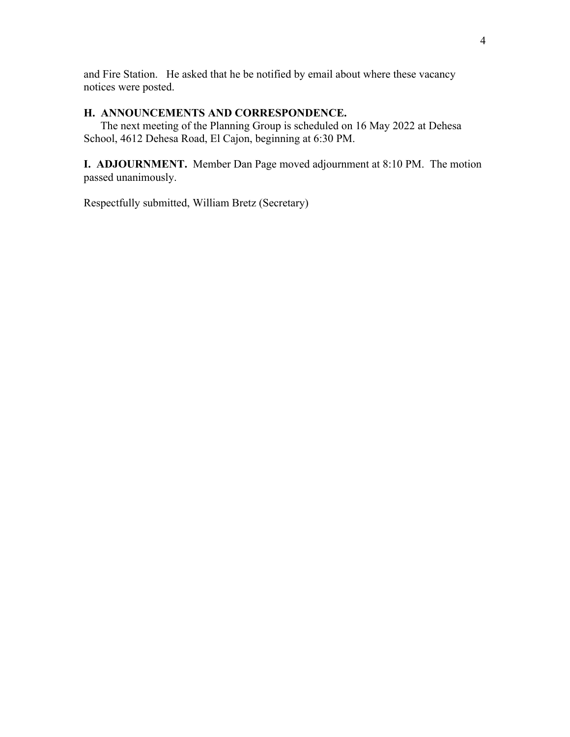and Fire Station. He asked that he be notified by email about where these vacancy notices were posted.

**H. ANNOUNCEMENTS AND CORRESPONDENCE.**

The next meeting of the Planning Group is scheduled on 16 May 2022 at Dehesa School, 4612 Dehesa Road, El Cajon, beginning at 6:30 PM.

**I. ADJOURNMENT.** Member Dan Page moved adjournment at 8:10 PM. The motion passed unanimously.

Respectfully submitted, William Bretz (Secretary)